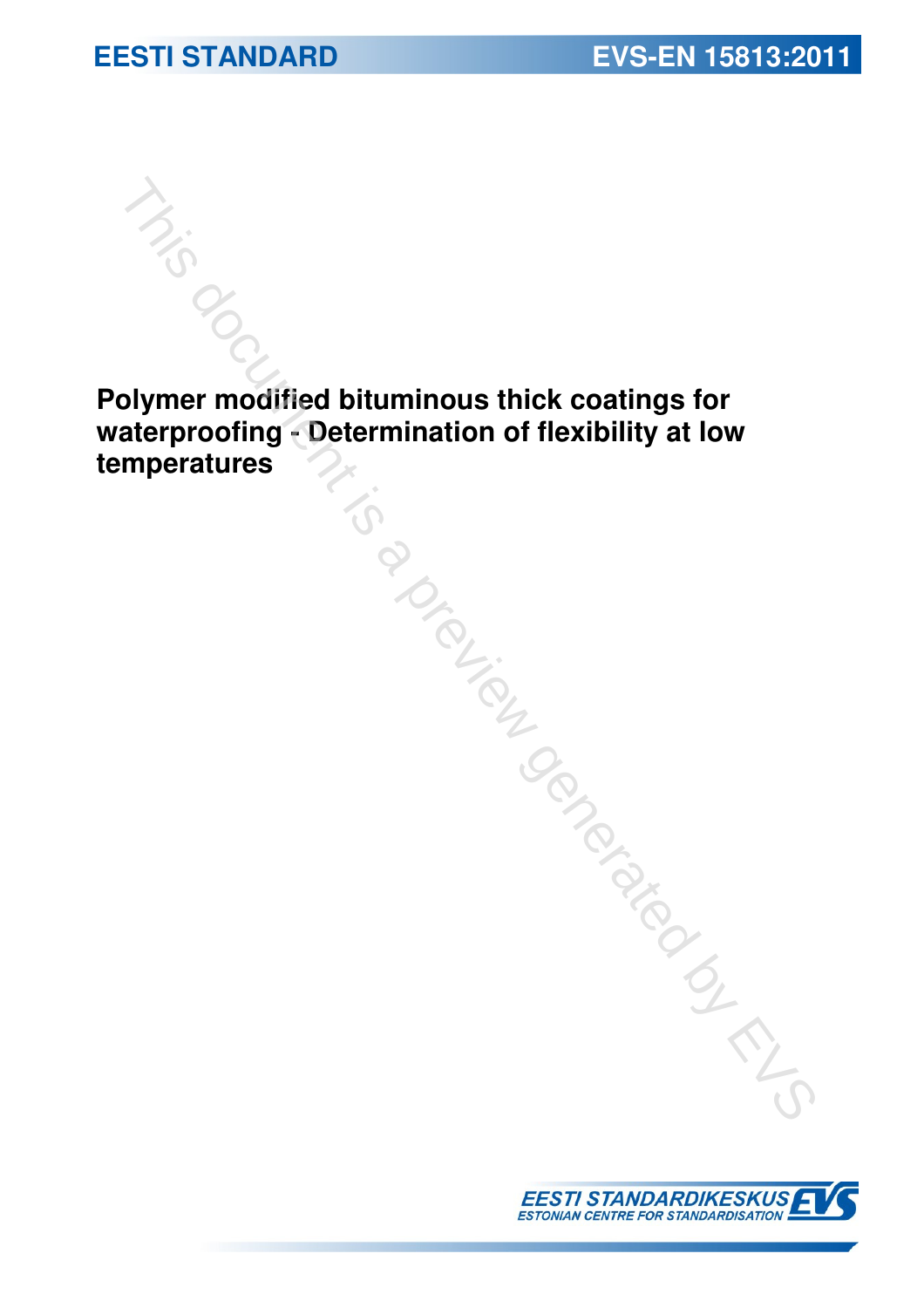EESTI STANDARD

EVS-EN 15813:2011

# Polymer modified bituminous thick coatings for waterproofing - Determination of flexibility at low temperatures

EESTI STANDARDIKESKUS
ESTONIAN CENTRE FOR STANDARDISATION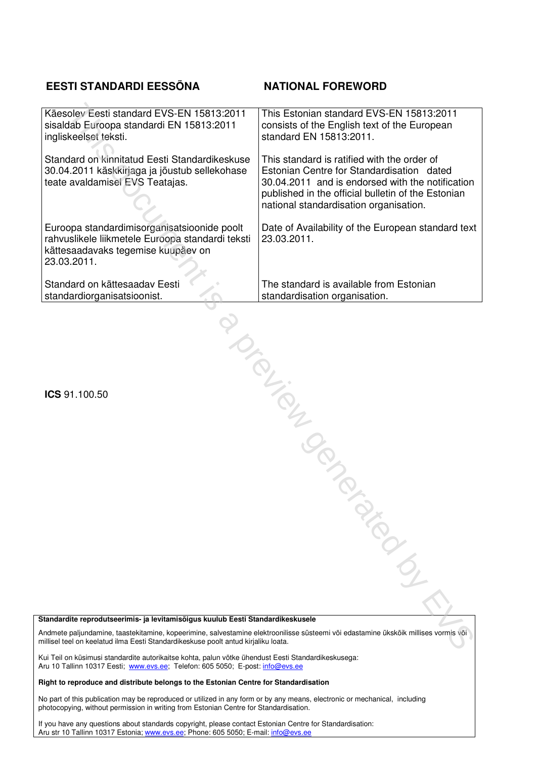| EESTI STANDARDI EESSÕNA | NATIONAL FOREWORD |
|---|---|
| Käesolev Eesti standard EVS-EN 15813:2011 sisaldab Euroopa standardi EN 15813:2011 ingliskeelset teksti. | This Estonian standard EVS-EN 15813:2011 consists of the English text of the European standard EN 15813:2011. |
| Standard on kinnitatud Eesti Standardikeskuse 30.04.2011 käskkirjaga ja jõustub sellekohase teate avaldamisel EVS Teatajas. | This standard is ratified with the order of Estonian Centre for Standardisation dated 30.04.2011 and is endorsed with the notification published in the official bulletin of the Estonian national standardisation organisation. |
| Euroopa standardimisorganisatsioonide poolt rahvuslikele liikmetele Euroopa standardi teksti kättesaadavaks tegemise kuupäev on 23.03.2011. | Date of Availability of the European standard text 23.03.2011. |
| Standard on kättesaadav Eesti standardiorganisatsioonist. | The standard is available from Estonian standardisation organisation. |

**ICS** 91.100.50

**Standardite reprodutseerimis- ja levitamisõigus kuulub Eesti Standardikeskusele**

Andmete paljundamine, taastekitamine, kopeerimine, salvestamine elektroonilisse süsteemi või edastamine ükskõik millises vormis või millisel teel on keelatud ilma Eesti Standardikeskuse poolt antud kirjaliku loata.

Kui Teil on küsimusi standardite autorikaitse kohta, palun võtke ühendust Eesti Standardikeskusega:
Aru 10 Tallinn 10317 Eesti; www.evs.ee; Telefon: 605 5050; E-post: info@evs.ee

**Right to reproduce and distribute belongs to the Estonian Centre for Standardisation**

No part of this publication may be reproduced or utilized in any form or by any means, electronic or mechanical, including photocopying, without permission in writing from Estonian Centre for Standardisation.

If you have any questions about standards copyright, please contact Estonian Centre for Standardisation:
Aru str 10 Tallinn 10317 Estonia; www.evs.ee; Phone: 605 5050; E-mail: info@evs.ee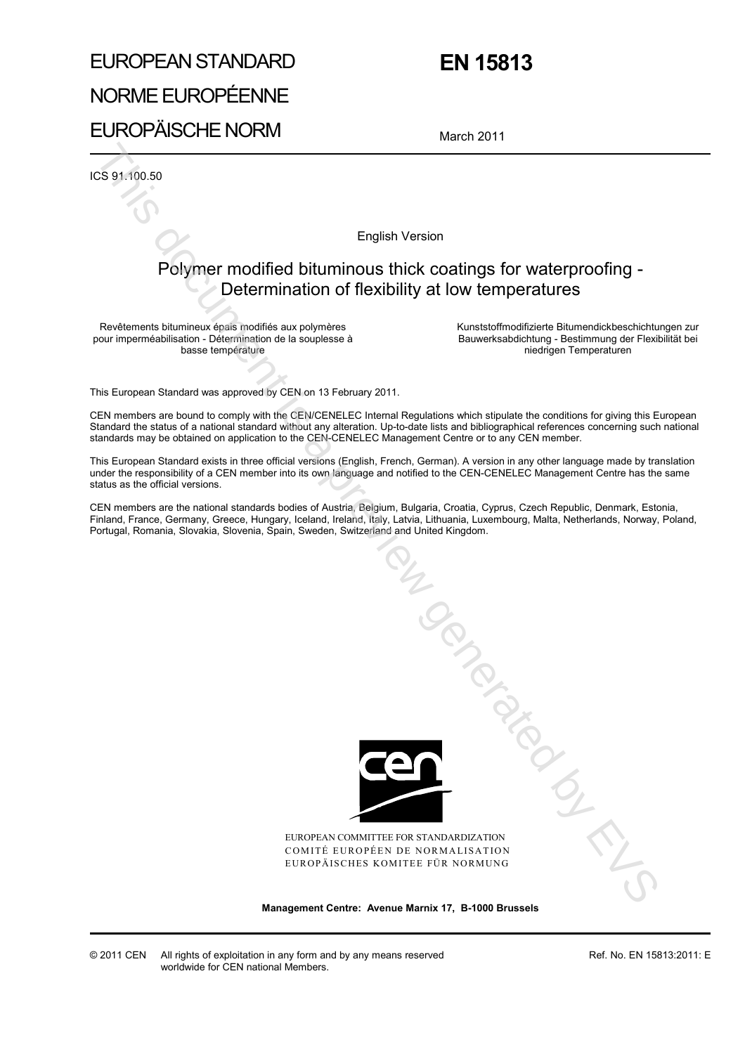# EUROPEAN STANDARD
# NORME EUROPÉENNE
# EUROPÄISCHE NORM

# EN 15813

March 2011

ICS 91.100.50

English Version

## Polymer modified bituminous thick coatings for waterproofing - Determination of flexibility at low temperatures

Revêtements bitumineux épais modifiés aux polymères pour imperméabilisation - Détermination de la souplesse à basse température

Kunststoffmodifizierte Bitumendickbeschichtungen zur Bauwerksabdichtung - Bestimmung der Flexibilität bei niedrigen Temperaturen

This European Standard was approved by CEN on 13 February 2011.

CEN members are bound to comply with the CEN/CENELEC Internal Regulations which stipulate the conditions for giving this European Standard the status of a national standard without any alteration. Up-to-date lists and bibliographical references concerning such national standards may be obtained on application to the CEN-CENELEC Management Centre or to any CEN member.

This European Standard exists in three official versions (English, French, German). A version in any other language made by translation under the responsibility of a CEN member into its own language and notified to the CEN-CENELEC Management Centre has the same status as the official versions.

CEN members are the national standards bodies of Austria, Belgium, Bulgaria, Croatia, Cyprus, Czech Republic, Denmark, Estonia, Finland, France, Germany, Greece, Hungary, Iceland, Ireland, Italy, Latvia, Lithuania, Luxembourg, Malta, Netherlands, Norway, Poland, Portugal, Romania, Slovakia, Slovenia, Spain, Sweden, Switzerland and United Kingdom.

EUROPEAN COMMITTEE FOR STANDARDIZATION
COMITÉ EUROPÉEN DE NORMALISATION
EUROPÄISCHES KOMITEE FÜR NORMUNG

**Management Centre: Avenue Marnix 17, B-1000 Brussels**

© 2011 CEN All rights of exploitation in any form and by any means reserved worldwide for CEN national Members.

Ref. No. EN 15813:2011: E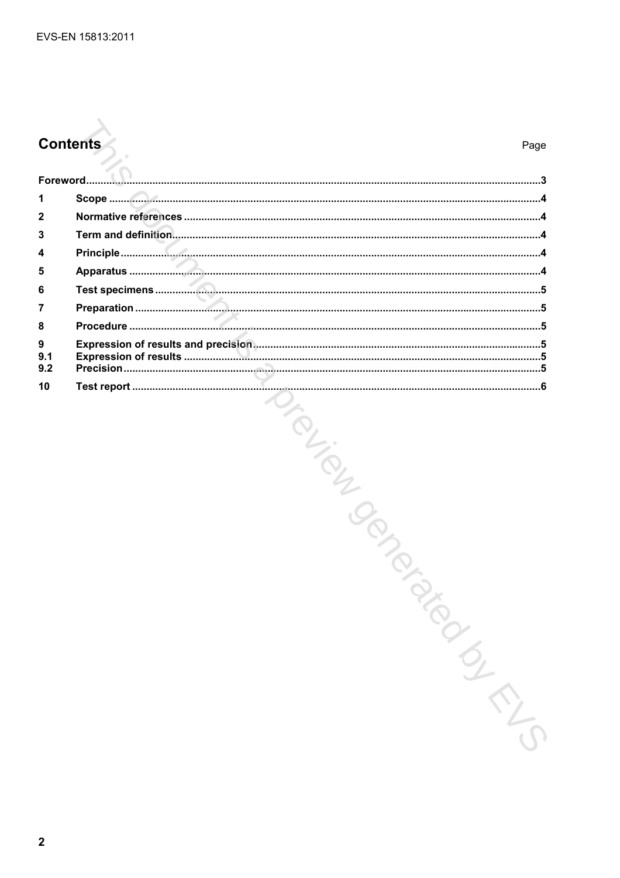## Contents

| | | Page |
|---|---|---|
| Foreword | | 3 |
| 1 | Scope | 4 |
| 2 | Normative references | 4 |
| 3 | Term and definition | 4 |
| 4 | Principle | 4 |
| 5 | Apparatus | 4 |
| 6 | Test specimens | 5 |
| 7 | Preparation | 5 |
| 8 | Procedure | 5 |
| 9 | Expression of results and precision | 5 |
| 9.1 | Expression of results | 5 |
| 9.2 | Precision | 5 |
| 10 | Test report | 6 |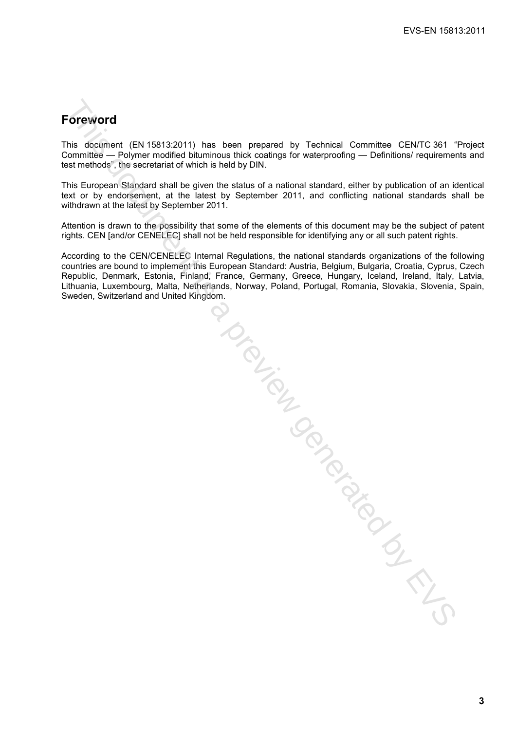## Foreword

This document (EN 15813:2011) has been prepared by Technical Committee CEN/TC 361 "Project Committee — Polymer modified bituminous thick coatings for waterproofing — Definitions/ requirements and test methods", the secretariat of which is held by DIN.

This European Standard shall be given the status of a national standard, either by publication of an identical text or by endorsement, at the latest by September 2011, and conflicting national standards shall be withdrawn at the latest by September 2011.

Attention is drawn to the possibility that some of the elements of this document may be the subject of patent rights. CEN [and/or CENELEC] shall not be held responsible for identifying any or all such patent rights.

According to the CEN/CENELEC Internal Regulations, the national standards organizations of the following countries are bound to implement this European Standard: Austria, Belgium, Bulgaria, Croatia, Cyprus, Czech Republic, Denmark, Estonia, Finland, France, Germany, Greece, Hungary, Iceland, Ireland, Italy, Latvia, Lithuania, Luxembourg, Malta, Netherlands, Norway, Poland, Portugal, Romania, Slovakia, Slovenia, Spain, Sweden, Switzerland and United Kingdom.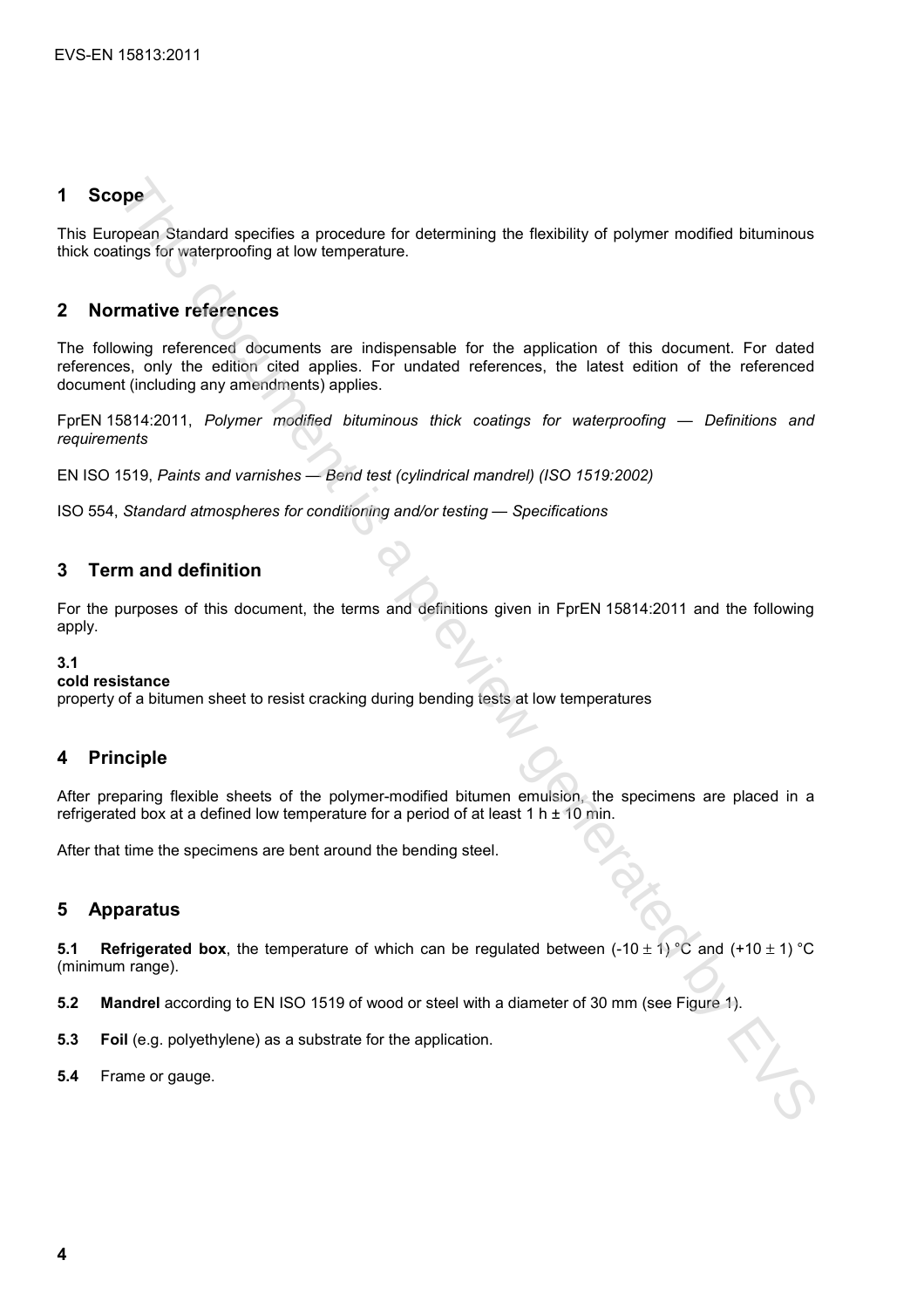## 1 Scope

This European Standard specifies a procedure for determining the flexibility of polymer modified bituminous thick coatings for waterproofing at low temperature.

## 2 Normative references

The following referenced documents are indispensable for the application of this document. For dated references, only the edition cited applies. For undated references, the latest edition of the referenced document (including any amendments) applies.

FprEN 15814:2011, *Polymer modified bituminous thick coatings for waterproofing — Definitions and requirements*

EN ISO 1519, *Paints and varnishes — Bend test (cylindrical mandrel) (ISO 1519:2002)*

ISO 554, *Standard atmospheres for conditioning and/or testing — Specifications*

## 3 Term and definition

For the purposes of this document, the terms and definitions given in FprEN 15814:2011 and the following apply.

**3.1**
**cold resistance**
property of a bitumen sheet to resist cracking during bending tests at low temperatures

## 4 Principle

After preparing flexible sheets of the polymer-modified bitumen emulsion, the specimens are placed in a refrigerated box at a defined low temperature for a period of at least 1 h ± 10 min.

After that time the specimens are bent around the bending steel.

## 5 Apparatus

**5.1 Refrigerated box**, the temperature of which can be regulated between (-10 ± 1) °C and (+10 ± 1) °C (minimum range).

**5.2 Mandrel** according to EN ISO 1519 of wood or steel with a diameter of 30 mm (see Figure 1).

**5.3 Foil** (e.g. polyethylene) as a substrate for the application.

**5.4** Frame or gauge.